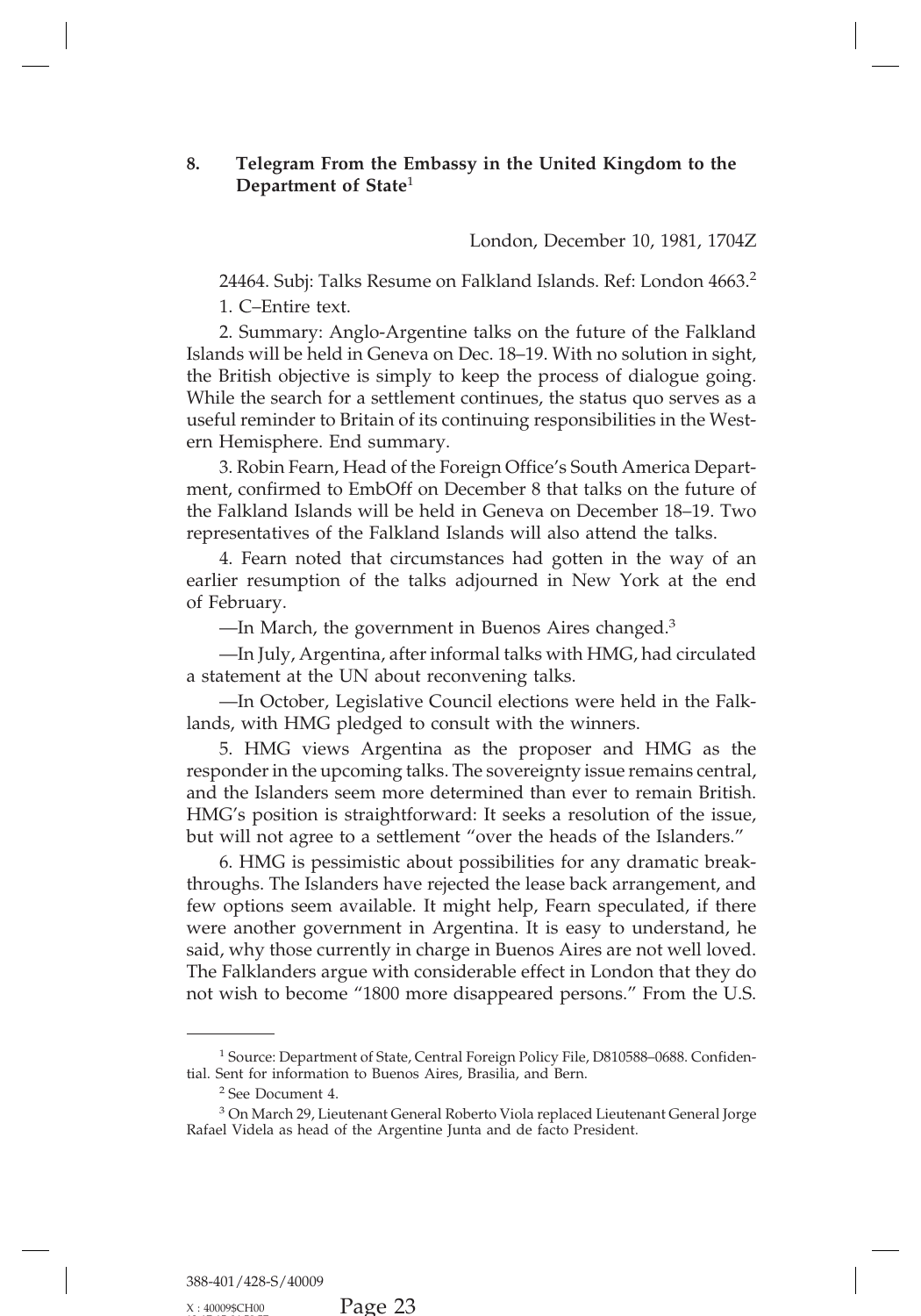## 8. Telegram From the Embassy in the United Kingdom to the Department of State[1]

London, December 10, 1981, 1704Z

24464. Subj: Talks Resume on Falkland Islands. Ref: London 4663.[2]

1. C–Entire text.

2. Summary: Anglo-Argentine talks on the future of the Falkland Islands will be held in Geneva on Dec. 18–19. With no solution in sight, the British objective is simply to keep the process of dialogue going. While the search for a settlement continues, the status quo serves as a useful reminder to Britain of its continuing responsibilities in the Western Hemisphere. End summary.

3. Robin Fearn, Head of the Foreign Office's South America Department, confirmed to EmbOff on December 8 that talks on the future of the Falkland Islands will be held in Geneva on December 18–19. Two representatives of the Falkland Islands will also attend the talks.

4. Fearn noted that circumstances had gotten in the way of an earlier resumption of the talks adjourned in New York at the end of February.

—In March, the government in Buenos Aires changed.[3]

—In July, Argentina, after informal talks with HMG, had circulated a statement at the UN about reconvening talks.

—In October, Legislative Council elections were held in the Falklands, with HMG pledged to consult with the winners.

5. HMG views Argentina as the proposer and HMG as the responder in the upcoming talks. The sovereignty issue remains central, and the Islanders seem more determined than ever to remain British. HMG's position is straightforward: It seeks a resolution of the issue, but will not agree to a settlement "over the heads of the Islanders."

6. HMG is pessimistic about possibilities for any dramatic breakthroughs. The Islanders have rejected the lease back arrangement, and few options seem available. It might help, Fearn speculated, if there were another government in Argentina. It is easy to understand, he said, why those currently in charge in Buenos Aires are not well loved. The Falklanders argue with considerable effect in London that they do not wish to become "1800 more disappeared persons." From the U.S.

---

[1] Source: Department of State, Central Foreign Policy File, D810588–0688. Confidential. Sent for information to Buenos Aires, Brasilia, and Bern.

[2] See Document 4.

[3] On March 29, Lieutenant General Roberto Viola replaced Lieutenant General Jorge Rafael Videla as head of the Argentine Junta and de facto President.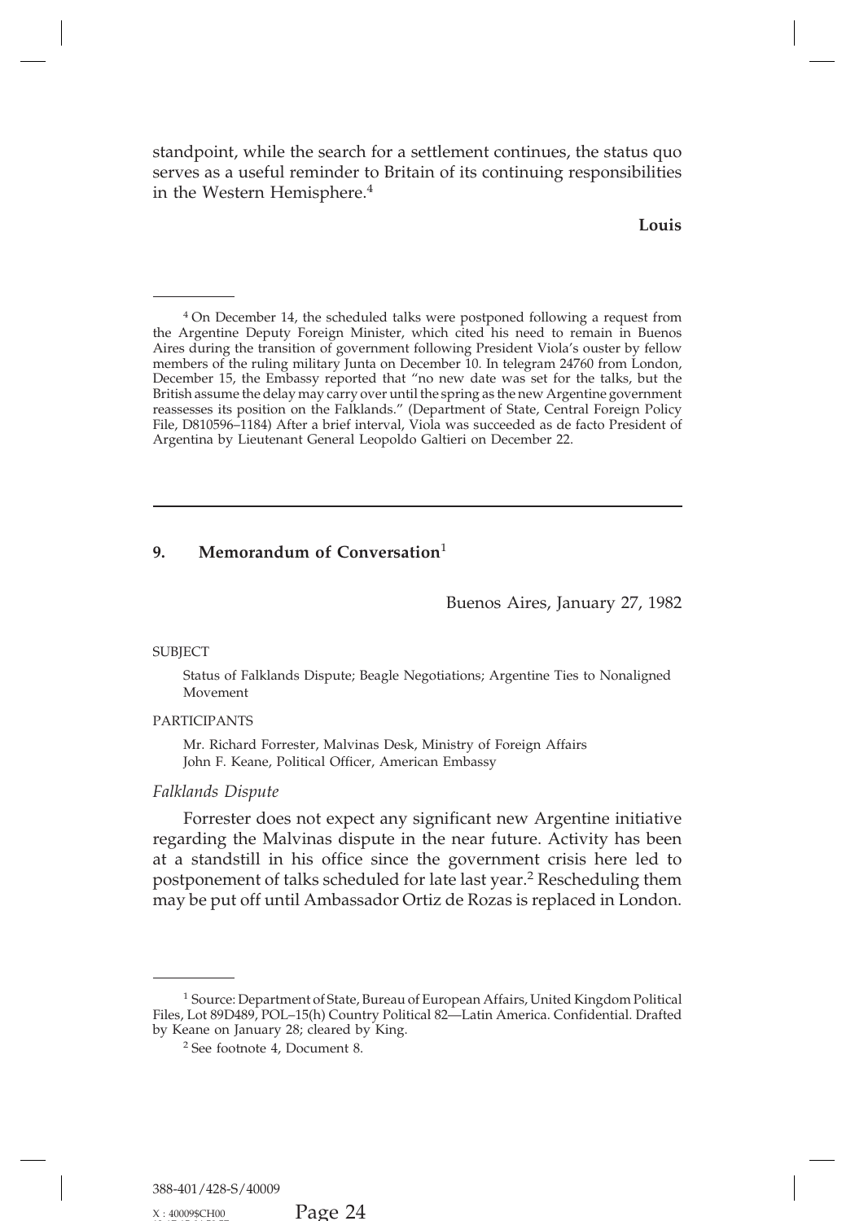standpoint, while the search for a settlement continues, the status quo serves as a useful reminder to Britain of its continuing responsibilities in the Western Hemisphere.[4]

**Louis**

[4] On December 14, the scheduled talks were postponed following a request from the Argentine Deputy Foreign Minister, which cited his need to remain in Buenos Aires during the transition of government following President Viola's ouster by fellow members of the ruling military Junta on December 10. In telegram 24760 from London, December 15, the Embassy reported that "no new date was set for the talks, but the British assume the delay may carry over until the spring as the new Argentine government reassesses its position on the Falklands." (Department of State, Central Foreign Policy File, D810596–1184) After a brief interval, Viola was succeeded as de facto President of Argentina by Lieutenant General Leopoldo Galtieri on December 22.

---

## 9. Memorandum of Conversation[1]

Buenos Aires, January 27, 1982

SUBJECT

Status of Falklands Dispute; Beagle Negotiations; Argentine Ties to Nonaligned Movement

PARTICIPANTS

Mr. Richard Forrester, Malvinas Desk, Ministry of Foreign Affairs
John F. Keane, Political Officer, American Embassy

*Falklands Dispute*

Forrester does not expect any significant new Argentine initiative regarding the Malvinas dispute in the near future. Activity has been at a standstill in his office since the government crisis here led to postponement of talks scheduled for late last year.[2] Rescheduling them may be put off until Ambassador Ortiz de Rozas is replaced in London.

[1] Source: Department of State, Bureau of European Affairs, United Kingdom Political Files, Lot 89D489, POL–15(h) Country Political 82—Latin America. Confidential. Drafted by Keane on January 28; cleared by King.

[2] See footnote 4, Document 8.